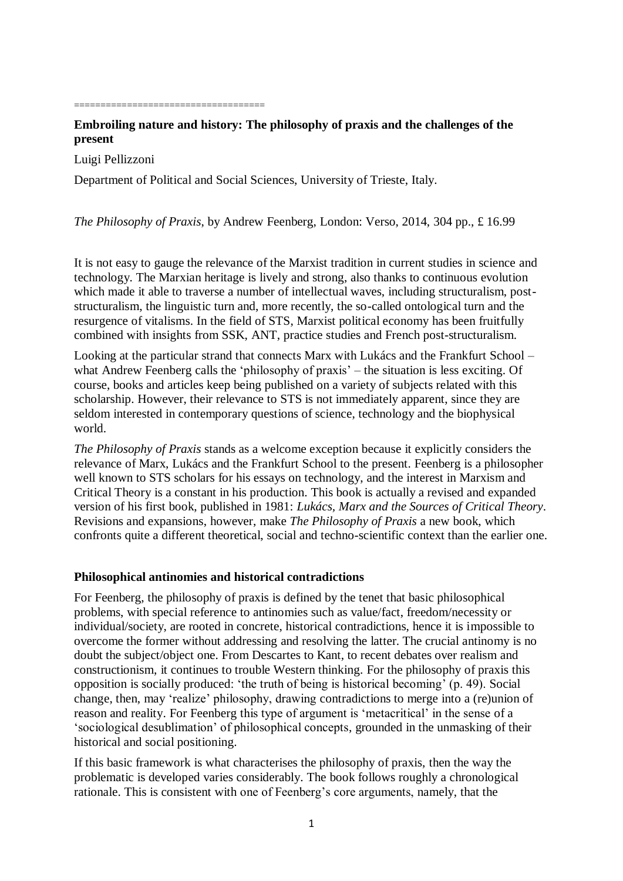===================================

**Embroiling nature and history: The philosophy of praxis and the challenges of the present**

Luigi Pellizzoni

Department of Political and Social Sciences, University of Trieste, Italy.

*The Philosophy of Praxis*, by Andrew Feenberg, London: Verso, 2014, 304 pp., £ 16.99

It is not easy to gauge the relevance of the Marxist tradition in current studies in science and technology. The Marxian heritage is lively and strong, also thanks to continuous evolution which made it able to traverse a number of intellectual waves, including structuralism, post-structuralism, the linguistic turn and, more recently, the so-called ontological turn and the resurgence of vitalisms. In the field of STS, Marxist political economy has been fruitfully combined with insights from SSK, ANT, practice studies and French post-structuralism.

Looking at the particular strand that connects Marx with Lukács and the Frankfurt School – what Andrew Feenberg calls the 'philosophy of praxis' – the situation is less exciting. Of course, books and articles keep being published on a variety of subjects related with this scholarship. However, their relevance to STS is not immediately apparent, since they are seldom interested in contemporary questions of science, technology and the biophysical world.

*The Philosophy of Praxis* stands as a welcome exception because it explicitly considers the relevance of Marx, Lukács and the Frankfurt School to the present. Feenberg is a philosopher well known to STS scholars for his essays on technology, and the interest in Marxism and Critical Theory is a constant in his production. This book is actually a revised and expanded version of his first book, published in 1981: *Lukács, Marx and the Sources of Critical Theory*. Revisions and expansions, however, make *The Philosophy of Praxis* a new book, which confronts quite a different theoretical, social and techno-scientific context than the earlier one.

## Philosophical antinomies and historical contradictions

For Feenberg, the philosophy of praxis is defined by the tenet that basic philosophical problems, with special reference to antinomies such as value/fact, freedom/necessity or individual/society, are rooted in concrete, historical contradictions, hence it is impossible to overcome the former without addressing and resolving the latter. The crucial antinomy is no doubt the subject/object one. From Descartes to Kant, to recent debates over realism and constructionism, it continues to trouble Western thinking. For the philosophy of praxis this opposition is socially produced: 'the truth of being is historical becoming' (p. 49). Social change, then, may 'realize' philosophy, drawing contradictions to merge into a (re)union of reason and reality. For Feenberg this type of argument is 'metacritical' in the sense of a 'sociological desublimation' of philosophical concepts, grounded in the unmasking of their historical and social positioning.

If this basic framework is what characterises the philosophy of praxis, then the way the problematic is developed varies considerably. The book follows roughly a chronological rationale. This is consistent with one of Feenberg's core arguments, namely, that the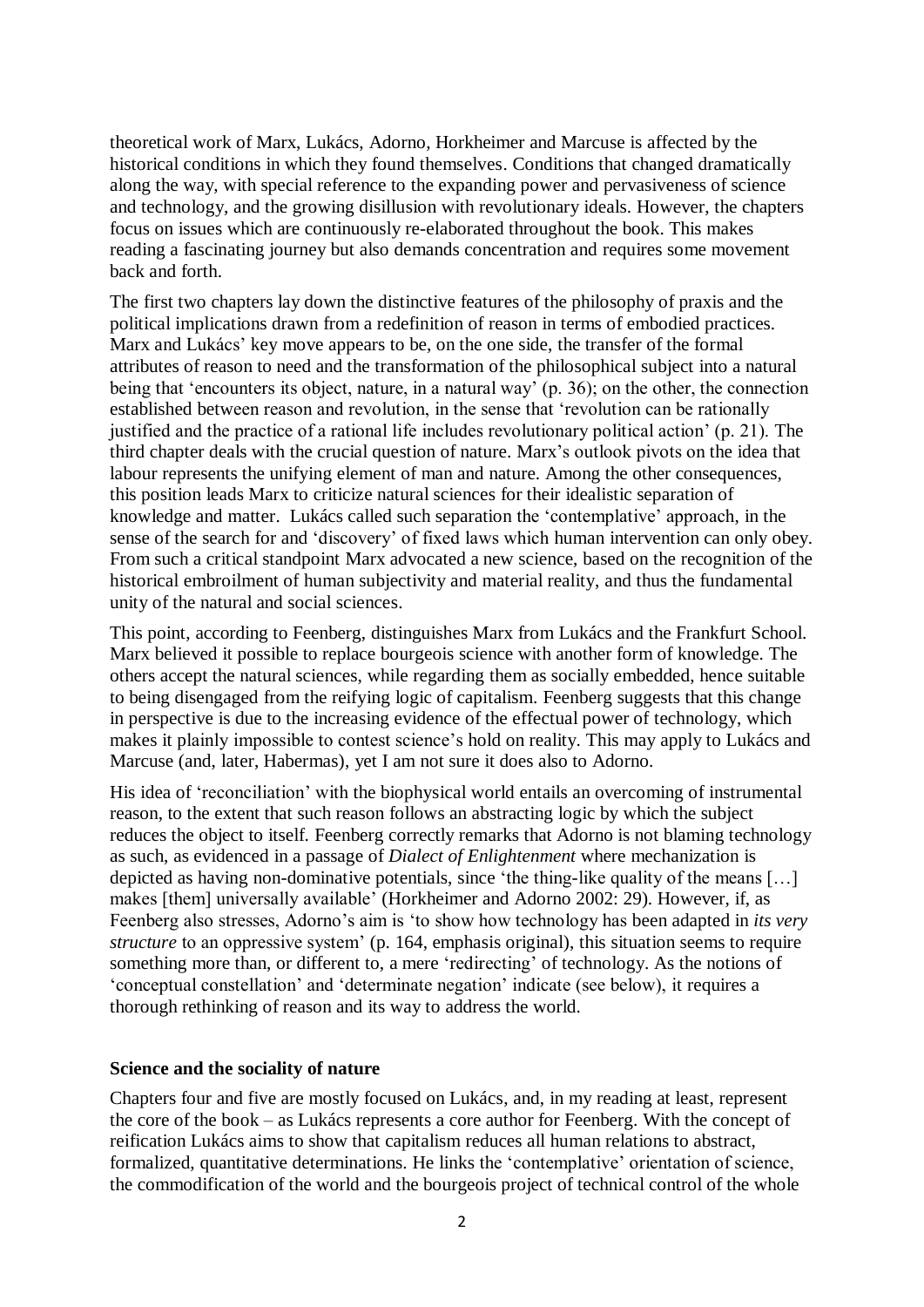theoretical work of Marx, Lukács, Adorno, Horkheimer and Marcuse is affected by the historical conditions in which they found themselves. Conditions that changed dramatically along the way, with special reference to the expanding power and pervasiveness of science and technology, and the growing disillusion with revolutionary ideals. However, the chapters focus on issues which are continuously re-elaborated throughout the book. This makes reading a fascinating journey but also demands concentration and requires some movement back and forth.

The first two chapters lay down the distinctive features of the philosophy of praxis and the political implications drawn from a redefinition of reason in terms of embodied practices. Marx and Lukács' key move appears to be, on the one side, the transfer of the formal attributes of reason to need and the transformation of the philosophical subject into a natural being that 'encounters its object, nature, in a natural way' (p. 36); on the other, the connection established between reason and revolution, in the sense that 'revolution can be rationally justified and the practice of a rational life includes revolutionary political action' (p. 21). The third chapter deals with the crucial question of nature. Marx's outlook pivots on the idea that labour represents the unifying element of man and nature. Among the other consequences, this position leads Marx to criticize natural sciences for their idealistic separation of knowledge and matter. Lukács called such separation the 'contemplative' approach, in the sense of the search for and 'discovery' of fixed laws which human intervention can only obey. From such a critical standpoint Marx advocated a new science, based on the recognition of the historical embroilment of human subjectivity and material reality, and thus the fundamental unity of the natural and social sciences.

This point, according to Feenberg, distinguishes Marx from Lukács and the Frankfurt School. Marx believed it possible to replace bourgeois science with another form of knowledge. The others accept the natural sciences, while regarding them as socially embedded, hence suitable to being disengaged from the reifying logic of capitalism. Feenberg suggests that this change in perspective is due to the increasing evidence of the effectual power of technology, which makes it plainly impossible to contest science's hold on reality. This may apply to Lukács and Marcuse (and, later, Habermas), yet I am not sure it does also to Adorno.

His idea of 'reconciliation' with the biophysical world entails an overcoming of instrumental reason, to the extent that such reason follows an abstracting logic by which the subject reduces the object to itself. Feenberg correctly remarks that Adorno is not blaming technology as such, as evidenced in a passage of *Dialect of Enlightenment* where mechanization is depicted as having non-dominative potentials, since 'the thing-like quality of the means […] makes [them] universally available' (Horkheimer and Adorno 2002: 29). However, if, as Feenberg also stresses, Adorno's aim is 'to show how technology has been adapted in *its very structure* to an oppressive system' (p. 164, emphasis original), this situation seems to require something more than, or different to, a mere 'redirecting' of technology. As the notions of 'conceptual constellation' and 'determinate negation' indicate (see below), it requires a thorough rethinking of reason and its way to address the world.

**Science and the sociality of nature**

Chapters four and five are mostly focused on Lukács, and, in my reading at least, represent the core of the book – as Lukács represents a core author for Feenberg. With the concept of reification Lukács aims to show that capitalism reduces all human relations to abstract, formalized, quantitative determinations. He links the 'contemplative' orientation of science, the commodification of the world and the bourgeois project of technical control of the whole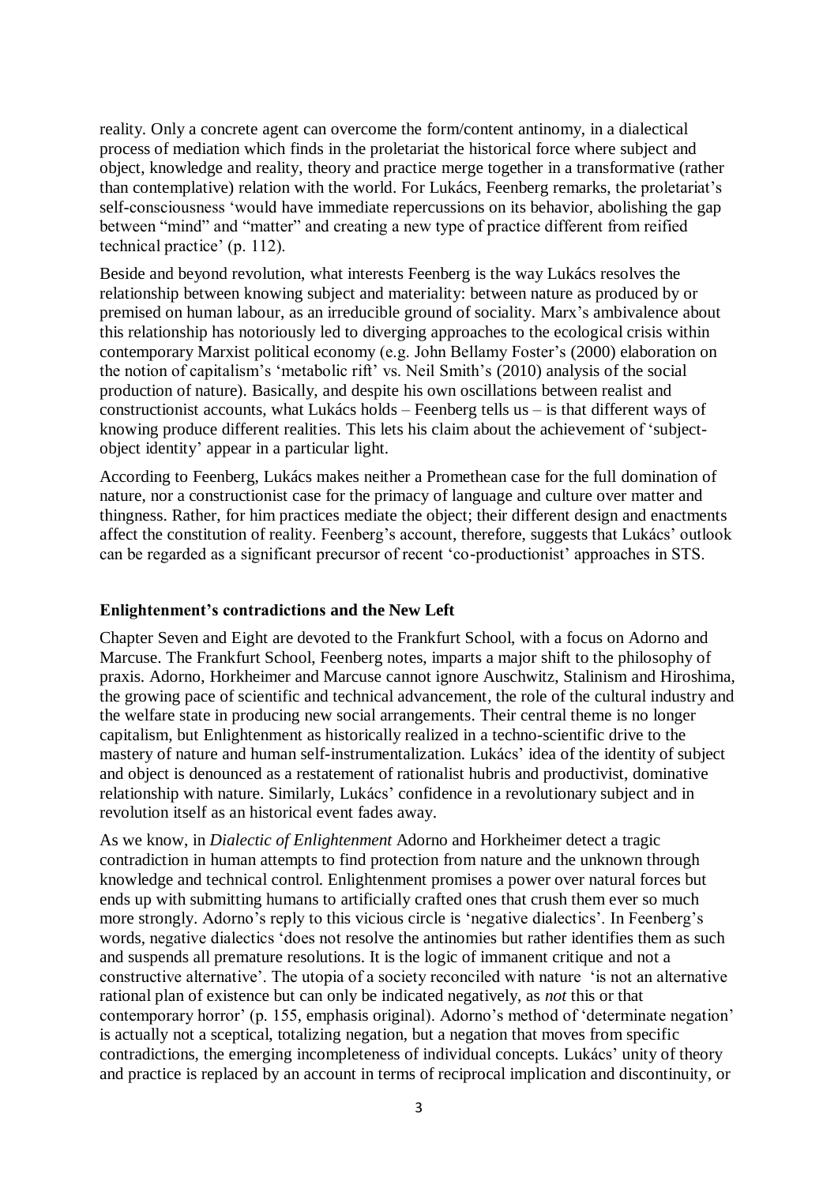reality. Only a concrete agent can overcome the form/content antinomy, in a dialectical process of mediation which finds in the proletariat the historical force where subject and object, knowledge and reality, theory and practice merge together in a transformative (rather than contemplative) relation with the world. For Lukács, Feenberg remarks, the proletariat's self-consciousness 'would have immediate repercussions on its behavior, abolishing the gap between "mind" and "matter" and creating a new type of practice different from reified technical practice' (p. 112).

Beside and beyond revolution, what interests Feenberg is the way Lukács resolves the relationship between knowing subject and materiality: between nature as produced by or premised on human labour, as an irreducible ground of sociality. Marx's ambivalence about this relationship has notoriously led to diverging approaches to the ecological crisis within contemporary Marxist political economy (e.g. John Bellamy Foster's (2000) elaboration on the notion of capitalism's 'metabolic rift' vs. Neil Smith's (2010) analysis of the social production of nature). Basically, and despite his own oscillations between realist and constructionist accounts, what Lukács holds – Feenberg tells us – is that different ways of knowing produce different realities. This lets his claim about the achievement of 'subject-object identity' appear in a particular light.

According to Feenberg, Lukács makes neither a Promethean case for the full domination of nature, nor a constructionist case for the primacy of language and culture over matter and thingness. Rather, for him practices mediate the object; their different design and enactments affect the constitution of reality. Feenberg's account, therefore, suggests that Lukács' outlook can be regarded as a significant precursor of recent 'co-productionist' approaches in STS.

## Enlightenment's contradictions and the New Left

Chapter Seven and Eight are devoted to the Frankfurt School, with a focus on Adorno and Marcuse. The Frankfurt School, Feenberg notes, imparts a major shift to the philosophy of praxis. Adorno, Horkheimer and Marcuse cannot ignore Auschwitz, Stalinism and Hiroshima, the growing pace of scientific and technical advancement, the role of the cultural industry and the welfare state in producing new social arrangements. Their central theme is no longer capitalism, but Enlightenment as historically realized in a techno-scientific drive to the mastery of nature and human self-instrumentalization. Lukács' idea of the identity of subject and object is denounced as a restatement of rationalist hubris and productivist, dominative relationship with nature. Similarly, Lukács' confidence in a revolutionary subject and in revolution itself as an historical event fades away.

As we know, in *Dialectic of Enlightenment* Adorno and Horkheimer detect a tragic contradiction in human attempts to find protection from nature and the unknown through knowledge and technical control. Enlightenment promises a power over natural forces but ends up with submitting humans to artificially crafted ones that crush them ever so much more strongly. Adorno's reply to this vicious circle is 'negative dialectics'. In Feenberg's words, negative dialectics 'does not resolve the antinomies but rather identifies them as such and suspends all premature resolutions. It is the logic of immanent critique and not a constructive alternative'. The utopia of a society reconciled with nature 'is not an alternative rational plan of existence but can only be indicated negatively, as *not* this or that contemporary horror' (p. 155, emphasis original). Adorno's method of 'determinate negation' is actually not a sceptical, totalizing negation, but a negation that moves from specific contradictions, the emerging incompleteness of individual concepts. Lukács' unity of theory and practice is replaced by an account in terms of reciprocal implication and discontinuity, or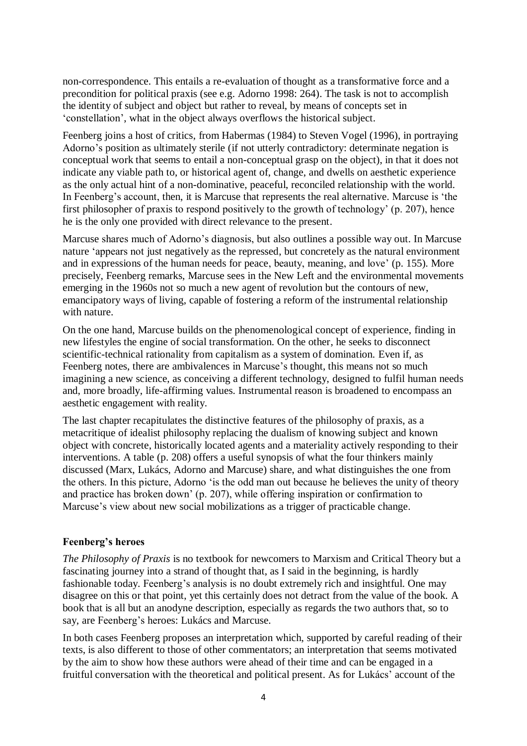non-correspondence. This entails a re-evaluation of thought as a transformative force and a precondition for political praxis (see e.g. Adorno 1998: 264). The task is not to accomplish the identity of subject and object but rather to reveal, by means of concepts set in 'constellation', what in the object always overflows the historical subject.

Feenberg joins a host of critics, from Habermas (1984) to Steven Vogel (1996), in portraying Adorno's position as ultimately sterile (if not utterly contradictory: determinate negation is conceptual work that seems to entail a non-conceptual grasp on the object), in that it does not indicate any viable path to, or historical agent of, change, and dwells on aesthetic experience as the only actual hint of a non-dominative, peaceful, reconciled relationship with the world. In Feenberg's account, then, it is Marcuse that represents the real alternative. Marcuse is 'the first philosopher of praxis to respond positively to the growth of technology' (p. 207), hence he is the only one provided with direct relevance to the present.

Marcuse shares much of Adorno's diagnosis, but also outlines a possible way out. In Marcuse nature 'appears not just negatively as the repressed, but concretely as the natural environment and in expressions of the human needs for peace, beauty, meaning, and love' (p. 155). More precisely, Feenberg remarks, Marcuse sees in the New Left and the environmental movements emerging in the 1960s not so much a new agent of revolution but the contours of new, emancipatory ways of living, capable of fostering a reform of the instrumental relationship with nature.

On the one hand, Marcuse builds on the phenomenological concept of experience, finding in new lifestyles the engine of social transformation. On the other, he seeks to disconnect scientific-technical rationality from capitalism as a system of domination. Even if, as Feenberg notes, there are ambivalences in Marcuse's thought, this means not so much imagining a new science, as conceiving a different technology, designed to fulfil human needs and, more broadly, life-affirming values. Instrumental reason is broadened to encompass an aesthetic engagement with reality.

The last chapter recapitulates the distinctive features of the philosophy of praxis, as a metacritique of idealist philosophy replacing the dualism of knowing subject and known object with concrete, historically located agents and a materiality actively responding to their interventions. A table (p. 208) offers a useful synopsis of what the four thinkers mainly discussed (Marx, Lukács, Adorno and Marcuse) share, and what distinguishes the one from the others. In this picture, Adorno 'is the odd man out because he believes the unity of theory and practice has broken down' (p. 207), while offering inspiration or confirmation to Marcuse's view about new social mobilizations as a trigger of practicable change.

### Feenberg's heroes

*The Philosophy of Praxis* is no textbook for newcomers to Marxism and Critical Theory but a fascinating journey into a strand of thought that, as I said in the beginning, is hardly fashionable today. Feenberg's analysis is no doubt extremely rich and insightful. One may disagree on this or that point, yet this certainly does not detract from the value of the book. A book that is all but an anodyne description, especially as regards the two authors that, so to say, are Feenberg's heroes: Lukács and Marcuse.

In both cases Feenberg proposes an interpretation which, supported by careful reading of their texts, is also different to those of other commentators; an interpretation that seems motivated by the aim to show how these authors were ahead of their time and can be engaged in a fruitful conversation with the theoretical and political present. As for Lukács' account of the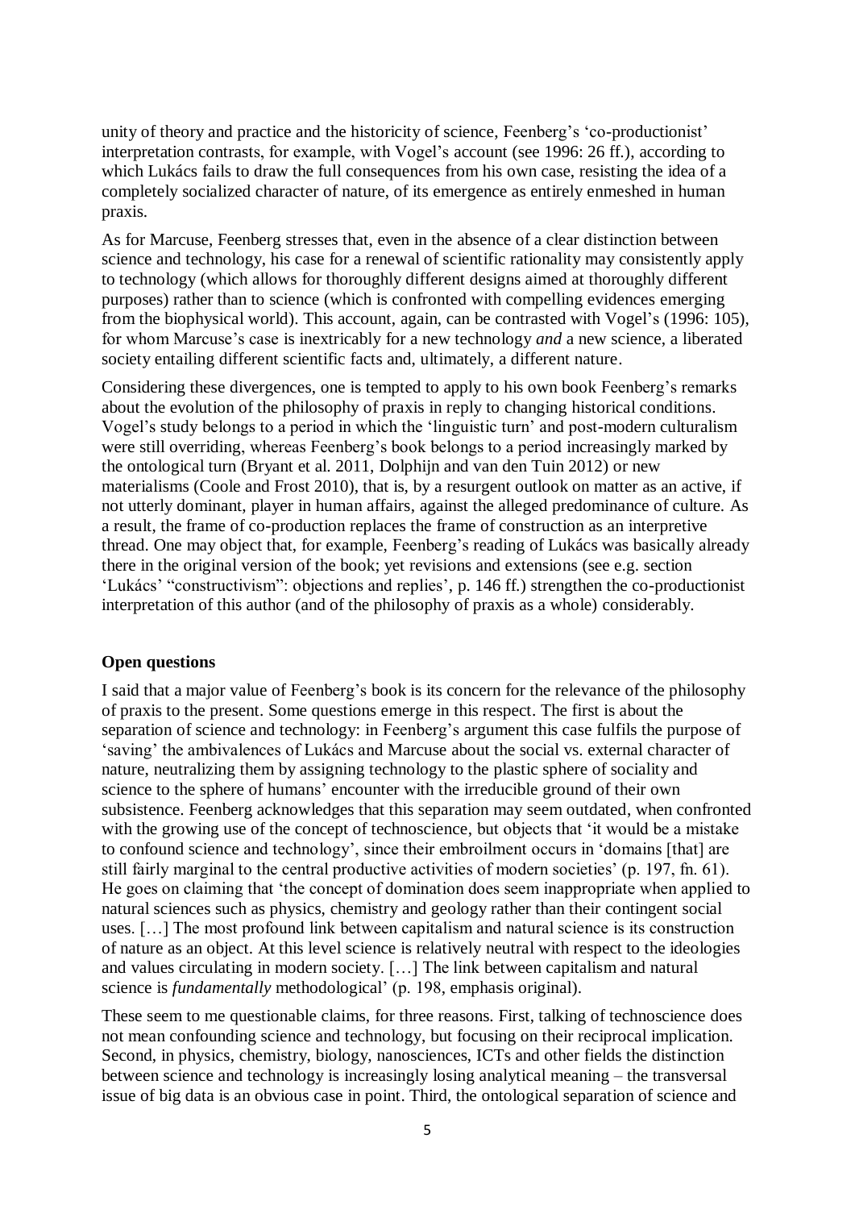unity of theory and practice and the historicity of science, Feenberg's 'co-productionist' interpretation contrasts, for example, with Vogel's account (see 1996: 26 ff.), according to which Lukács fails to draw the full consequences from his own case, resisting the idea of a completely socialized character of nature, of its emergence as entirely enmeshed in human praxis.

As for Marcuse, Feenberg stresses that, even in the absence of a clear distinction between science and technology, his case for a renewal of scientific rationality may consistently apply to technology (which allows for thoroughly different designs aimed at thoroughly different purposes) rather than to science (which is confronted with compelling evidences emerging from the biophysical world). This account, again, can be contrasted with Vogel's (1996: 105), for whom Marcuse's case is inextricably for a new technology *and* a new science, a liberated society entailing different scientific facts and, ultimately, a different nature.

Considering these divergences, one is tempted to apply to his own book Feenberg's remarks about the evolution of the philosophy of praxis in reply to changing historical conditions. Vogel's study belongs to a period in which the 'linguistic turn' and post-modern culturalism were still overriding, whereas Feenberg's book belongs to a period increasingly marked by the ontological turn (Bryant et al. 2011, Dolphijn and van den Tuin 2012) or new materialisms (Coole and Frost 2010), that is, by a resurgent outlook on matter as an active, if not utterly dominant, player in human affairs, against the alleged predominance of culture. As a result, the frame of co-production replaces the frame of construction as an interpretive thread. One may object that, for example, Feenberg's reading of Lukács was basically already there in the original version of the book; yet revisions and extensions (see e.g. section 'Lukács' "constructivism": objections and replies', p. 146 ff.) strengthen the co-productionist interpretation of this author (and of the philosophy of praxis as a whole) considerably.

**Open questions**

I said that a major value of Feenberg's book is its concern for the relevance of the philosophy of praxis to the present. Some questions emerge in this respect. The first is about the separation of science and technology: in Feenberg's argument this case fulfils the purpose of 'saving' the ambivalences of Lukács and Marcuse about the social vs. external character of nature, neutralizing them by assigning technology to the plastic sphere of sociality and science to the sphere of humans' encounter with the irreducible ground of their own subsistence. Feenberg acknowledges that this separation may seem outdated, when confronted with the growing use of the concept of technoscience, but objects that 'it would be a mistake to confound science and technology', since their embroilment occurs in 'domains [that] are still fairly marginal to the central productive activities of modern societies' (p. 197, fn. 61). He goes on claiming that 'the concept of domination does seem inappropriate when applied to natural sciences such as physics, chemistry and geology rather than their contingent social uses. […] The most profound link between capitalism and natural science is its construction of nature as an object. At this level science is relatively neutral with respect to the ideologies and values circulating in modern society. […] The link between capitalism and natural science is *fundamentally* methodological' (p. 198, emphasis original).

These seem to me questionable claims, for three reasons. First, talking of technoscience does not mean confounding science and technology, but focusing on their reciprocal implication. Second, in physics, chemistry, biology, nanosciences, ICTs and other fields the distinction between science and technology is increasingly losing analytical meaning – the transversal issue of big data is an obvious case in point. Third, the ontological separation of science and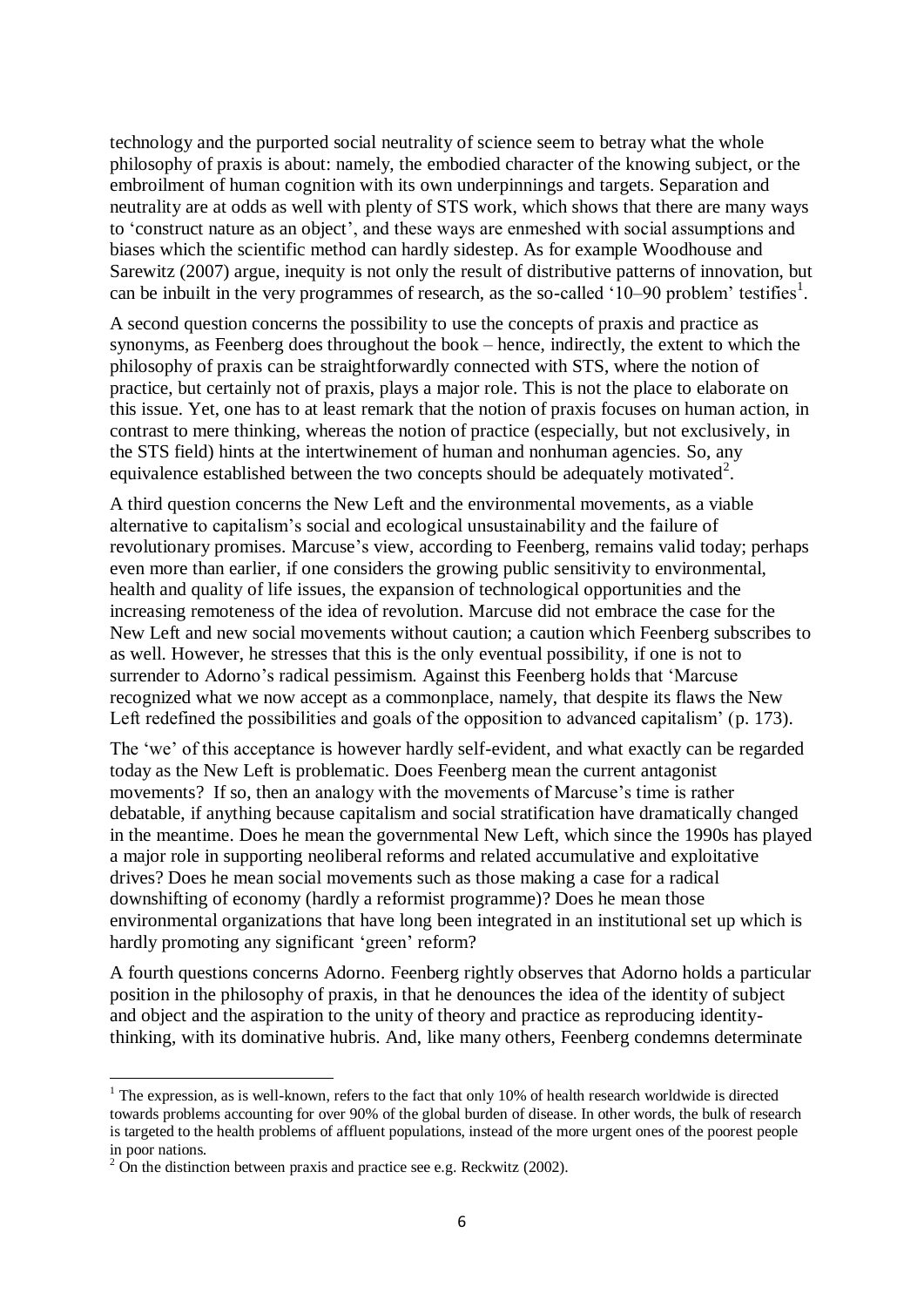technology and the purported social neutrality of science seem to betray what the whole philosophy of praxis is about: namely, the embodied character of the knowing subject, or the embroilment of human cognition with its own underpinnings and targets. Separation and neutrality are at odds as well with plenty of STS work, which shows that there are many ways to 'construct nature as an object', and these ways are enmeshed with social assumptions and biases which the scientific method can hardly sidestep. As for example Woodhouse and Sarewitz (2007) argue, inequity is not only the result of distributive patterns of innovation, but can be inbuilt in the very programmes of research, as the so-called '10–90 problem' testifies[1].

A second question concerns the possibility to use the concepts of praxis and practice as synonyms, as Feenberg does throughout the book – hence, indirectly, the extent to which the philosophy of praxis can be straightforwardly connected with STS, where the notion of practice, but certainly not of praxis, plays a major role. This is not the place to elaborate on this issue. Yet, one has to at least remark that the notion of praxis focuses on human action, in contrast to mere thinking, whereas the notion of practice (especially, but not exclusively, in the STS field) hints at the intertwinement of human and nonhuman agencies. So, any equivalence established between the two concepts should be adequately motivated[2].

A third question concerns the New Left and the environmental movements, as a viable alternative to capitalism's social and ecological unsustainability and the failure of revolutionary promises. Marcuse's view, according to Feenberg, remains valid today; perhaps even more than earlier, if one considers the growing public sensitivity to environmental, health and quality of life issues, the expansion of technological opportunities and the increasing remoteness of the idea of revolution. Marcuse did not embrace the case for the New Left and new social movements without caution; a caution which Feenberg subscribes to as well. However, he stresses that this is the only eventual possibility, if one is not to surrender to Adorno's radical pessimism. Against this Feenberg holds that 'Marcuse recognized what we now accept as a commonplace, namely, that despite its flaws the New Left redefined the possibilities and goals of the opposition to advanced capitalism' (p. 173).

The 'we' of this acceptance is however hardly self-evident, and what exactly can be regarded today as the New Left is problematic. Does Feenberg mean the current antagonist movements? If so, then an analogy with the movements of Marcuse's time is rather debatable, if anything because capitalism and social stratification have dramatically changed in the meantime. Does he mean the governmental New Left, which since the 1990s has played a major role in supporting neoliberal reforms and related accumulative and exploitative drives? Does he mean social movements such as those making a case for a radical downshifting of economy (hardly a reformist programme)? Does he mean those environmental organizations that have long been integrated in an institutional set up which is hardly promoting any significant 'green' reform?

A fourth questions concerns Adorno. Feenberg rightly observes that Adorno holds a particular position in the philosophy of praxis, in that he denounces the idea of the identity of subject and object and the aspiration to the unity of theory and practice as reproducing identity-thinking, with its dominative hubris. And, like many others, Feenberg condemns determinate

---

[1] The expression, as is well-known, refers to the fact that only 10% of health research worldwide is directed towards problems accounting for over 90% of the global burden of disease. In other words, the bulk of research is targeted to the health problems of affluent populations, instead of the more urgent ones of the poorest people in poor nations.

[2] On the distinction between praxis and practice see e.g. Reckwitz (2002).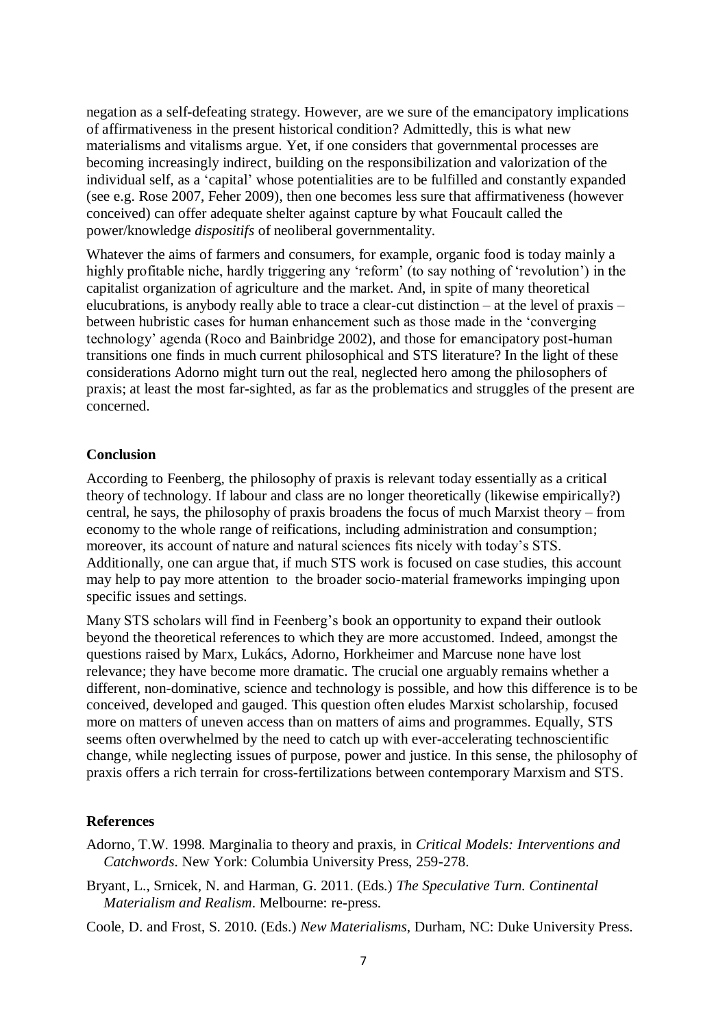negation as a self-defeating strategy. However, are we sure of the emancipatory implications of affirmativeness in the present historical condition? Admittedly, this is what new materialisms and vitalisms argue. Yet, if one considers that governmental processes are becoming increasingly indirect, building on the responsibilization and valorization of the individual self, as a 'capital' whose potentialities are to be fulfilled and constantly expanded (see e.g. Rose 2007, Feher 2009), then one becomes less sure that affirmativeness (however conceived) can offer adequate shelter against capture by what Foucault called the power/knowledge *dispositifs* of neoliberal governmentality.

Whatever the aims of farmers and consumers, for example, organic food is today mainly a highly profitable niche, hardly triggering any 'reform' (to say nothing of 'revolution') in the capitalist organization of agriculture and the market. And, in spite of many theoretical elucubrations, is anybody really able to trace a clear-cut distinction – at the level of praxis – between hubristic cases for human enhancement such as those made in the 'converging technology' agenda (Roco and Bainbridge 2002), and those for emancipatory post-human transitions one finds in much current philosophical and STS literature? In the light of these considerations Adorno might turn out the real, neglected hero among the philosophers of praxis; at least the most far-sighted, as far as the problematics and struggles of the present are concerned.

## Conclusion

According to Feenberg, the philosophy of praxis is relevant today essentially as a critical theory of technology. If labour and class are no longer theoretically (likewise empirically?) central, he says, the philosophy of praxis broadens the focus of much Marxist theory – from economy to the whole range of reifications, including administration and consumption; moreover, its account of nature and natural sciences fits nicely with today's STS. Additionally, one can argue that, if much STS work is focused on case studies, this account may help to pay more attention to the broader socio-material frameworks impinging upon specific issues and settings.

Many STS scholars will find in Feenberg's book an opportunity to expand their outlook beyond the theoretical references to which they are more accustomed. Indeed, amongst the questions raised by Marx, Lukács, Adorno, Horkheimer and Marcuse none have lost relevance; they have become more dramatic. The crucial one arguably remains whether a different, non-dominative, science and technology is possible, and how this difference is to be conceived, developed and gauged. This question often eludes Marxist scholarship, focused more on matters of uneven access than on matters of aims and programmes. Equally, STS seems often overwhelmed by the need to catch up with ever-accelerating technoscientific change, while neglecting issues of purpose, power and justice. In this sense, the philosophy of praxis offers a rich terrain for cross-fertilizations between contemporary Marxism and STS.

## References

Adorno, T.W. 1998. Marginalia to theory and praxis, in *Critical Models: Interventions and Catchwords*. New York: Columbia University Press, 259-278.

Bryant, L., Srnicek, N. and Harman, G. 2011. (Eds.) *The Speculative Turn. Continental Materialism and Realism*. Melbourne: re-press.

Coole, D. and Frost, S. 2010. (Eds.) *New Materialisms*, Durham, NC: Duke University Press.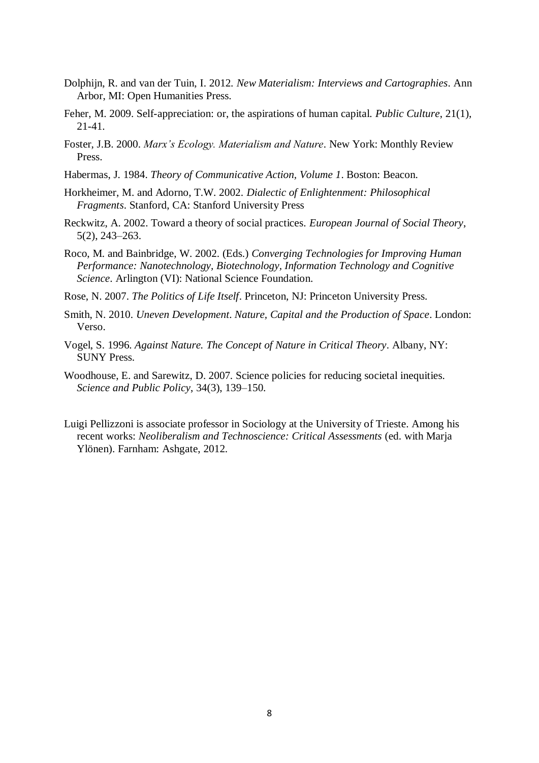Dolphijn, R. and van der Tuin, I. 2012. *New Materialism: Interviews and Cartographies*. Ann Arbor, MI: Open Humanities Press.

Feher, M. 2009. Self-appreciation: or, the aspirations of human capital. *Public Culture*, 21(1), 21-41.

Foster, J.B. 2000. *Marx's Ecology. Materialism and Nature*. New York: Monthly Review Press.

Habermas, J. 1984. *Theory of Communicative Action, Volume 1*. Boston: Beacon.

Horkheimer, M. and Adorno, T.W. 2002. *Dialectic of Enlightenment: Philosophical Fragments*. Stanford, CA: Stanford University Press

Reckwitz, A. 2002. Toward a theory of social practices. *European Journal of Social Theory*, 5(2), 243–263.

Roco, M. and Bainbridge, W. 2002. (Eds.) *Converging Technologies for Improving Human Performance: Nanotechnology, Biotechnology, Information Technology and Cognitive Science*. Arlington (VI): National Science Foundation.

Rose, N. 2007. *The Politics of Life Itself*. Princeton, NJ: Princeton University Press.

Smith, N. 2010. *Uneven Development. Nature, Capital and the Production of Space*. London: Verso.

Vogel, S. 1996. *Against Nature. The Concept of Nature in Critical Theory*. Albany, NY: SUNY Press.

Woodhouse, E. and Sarewitz, D. 2007. Science policies for reducing societal inequities. *Science and Public Policy*, 34(3), 139–150.

Luigi Pellizzoni is associate professor in Sociology at the University of Trieste. Among his recent works: *Neoliberalism and Technoscience: Critical Assessments* (ed. with Marja Ylönen). Farnham: Ashgate, 2012.